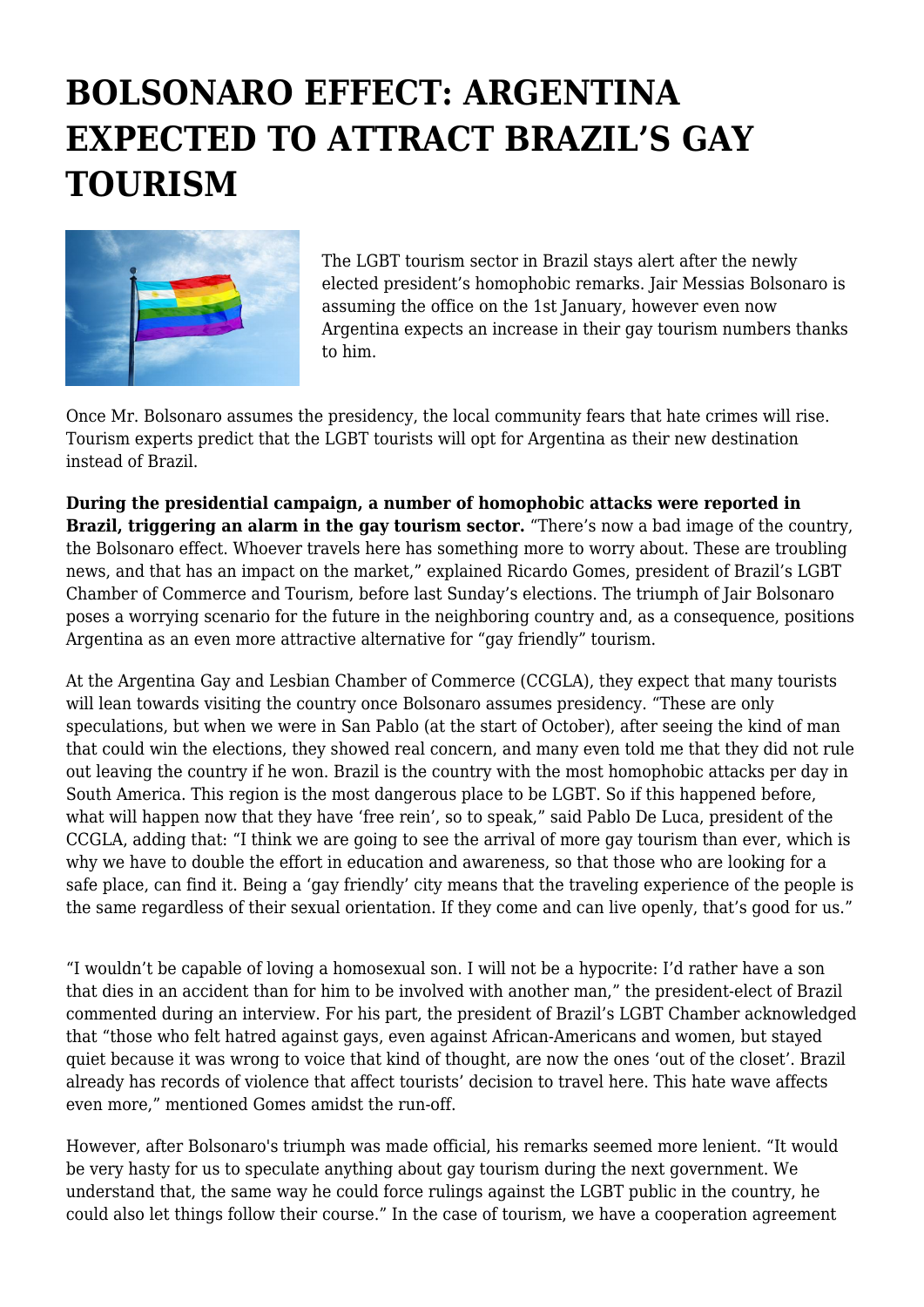# BOLSONARO EFFECT: ARGENTINA EXPECTED TO ATTRACT BRAZIL'S GAY TOURISM

The LGBT tourism sector in Brazil stays alert after the newly elected president's homophobic remarks. Jair Messias Bolsonaro is assuming the office on the 1st January, however even now Argentina expects an increase in their gay tourism numbers thanks to him.

Once Mr. Bolsonaro assumes the presidency, the local community fears that hate crimes will rise. Tourism experts predict that the LGBT tourists will opt for Argentina as their new destination instead of Brazil.

**During the presidential campaign, a number of homophobic attacks were reported in Brazil, triggering an alarm in the gay tourism sector.** "There's now a bad image of the country, the Bolsonaro effect. Whoever travels here has something more to worry about. These are troubling news, and that has an impact on the market," explained Ricardo Gomes, president of Brazil's LGBT Chamber of Commerce and Tourism, before last Sunday's elections. The triumph of Jair Bolsonaro poses a worrying scenario for the future in the neighboring country and, as a consequence, positions Argentina as an even more attractive alternative for "gay friendly" tourism.

At the Argentina Gay and Lesbian Chamber of Commerce (CCGLA), they expect that many tourists will lean towards visiting the country once Bolsonaro assumes presidency. "These are only speculations, but when we were in San Pablo (at the start of October), after seeing the kind of man that could win the elections, they showed real concern, and many even told me that they did not rule out leaving the country if he won. Brazil is the country with the most homophobic attacks per day in South America. This region is the most dangerous place to be LGBT. So if this happened before, what will happen now that they have 'free rein', so to speak," said Pablo De Luca, president of the CCGLA, adding that: "I think we are going to see the arrival of more gay tourism than ever, which is why we have to double the effort in education and awareness, so that those who are looking for a safe place, can find it. Being a 'gay friendly' city means that the traveling experience of the people is the same regardless of their sexual orientation. If they come and can live openly, that's good for us."

"I wouldn't be capable of loving a homosexual son. I will not be a hypocrite: I'd rather have a son that dies in an accident than for him to be involved with another man," the president-elect of Brazil commented during an interview. For his part, the president of Brazil's LGBT Chamber acknowledged that "those who felt hatred against gays, even against African-Americans and women, but stayed quiet because it was wrong to voice that kind of thought, are now the ones 'out of the closet'. Brazil already has records of violence that affect tourists' decision to travel here. This hate wave affects even more," mentioned Gomes amidst the run-off.

However, after Bolsonaro's triumph was made official, his remarks seemed more lenient. "It would be very hasty for us to speculate anything about gay tourism during the next government. We understand that, the same way he could force rulings against the LGBT public in the country, he could also let things follow their course." In the case of tourism, we have a cooperation agreement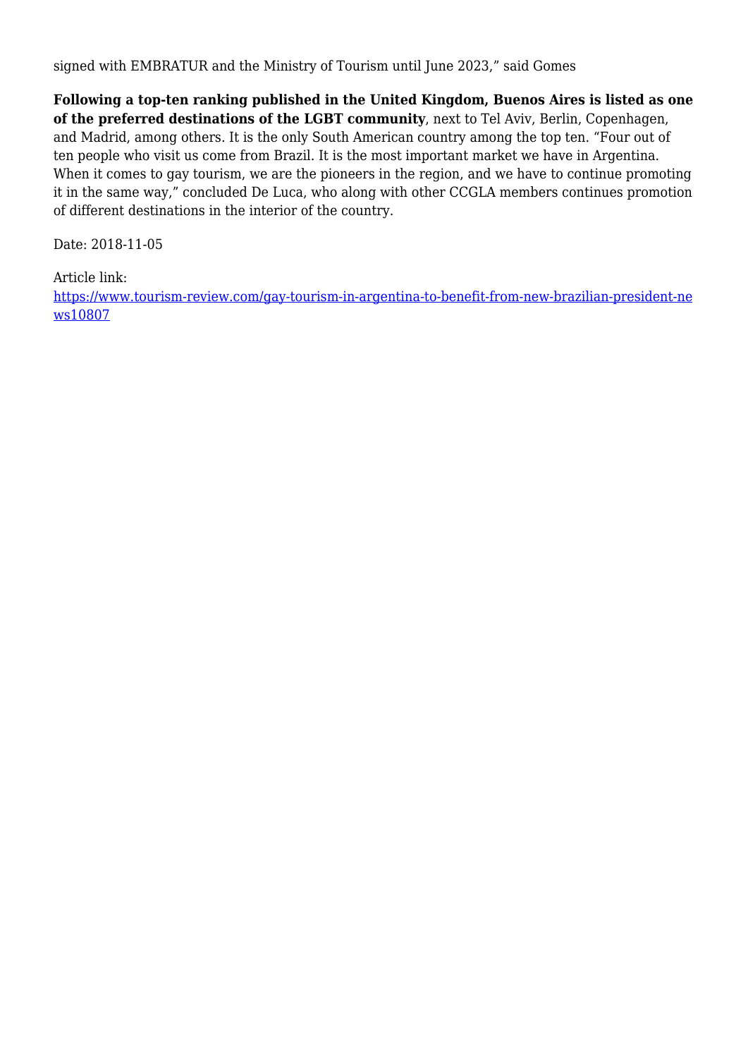signed with EMBRATUR and the Ministry of Tourism until June 2023," said Gomes

**Following a top-ten ranking published in the United Kingdom, Buenos Aires is listed as one of the preferred destinations of the LGBT community**, next to Tel Aviv, Berlin, Copenhagen, and Madrid, among others. It is the only South American country among the top ten. "Four out of ten people who visit us come from Brazil. It is the most important market we have in Argentina. When it comes to gay tourism, we are the pioneers in the region, and we have to continue promoting it in the same way," concluded De Luca, who along with other CCGLA members continues promotion of different destinations in the interior of the country.

Date: 2018-11-05

Article link:
https://www.tourism-review.com/gay-tourism-in-argentina-to-benefit-from-new-brazilian-president-news10807